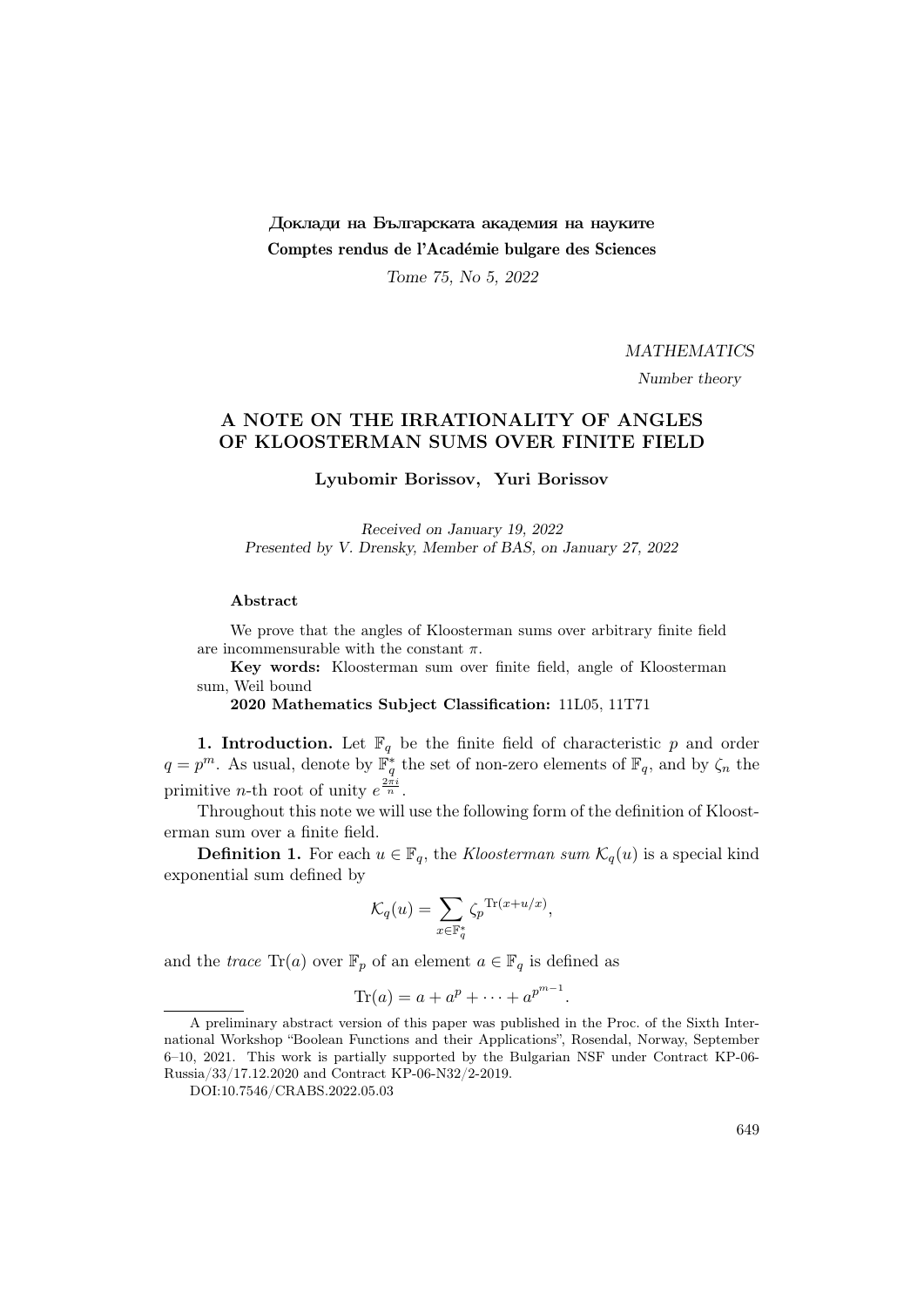Доклади на Българската академия на науките
**Comptes rendus de l'Académie bulgare des Sciences**

*Tome 75, No 5, 2022*

*MATHEMATICS*

*Number theory*

# A NOTE ON THE IRRATIONALITY OF ANGLES OF KLOOSTERMAN SUMS OVER FINITE FIELD

**Lyubomir Borissov, Yuri Borissov**

*Received on January 19, 2022*
*Presented by V. Drensky, Member of BAS, on January 27, 2022*

**Abstract**

We prove that the angles of Kloosterman sums over arbitrary finite field are incommensurable with the constant $\pi$.

**Key words:** Kloosterman sum over finite field, angle of Kloosterman sum, Weil bound

**2020 Mathematics Subject Classification:** 11L05, 11T71

**1. Introduction.** Let $\mathbb{F}_q$ be the finite field of characteristic $p$ and order $q = p^m$. As usual, denote by $\mathbb{F}_q^*$ the set of non-zero elements of $\mathbb{F}_q$, and by $\zeta_n$ the primitive $n$-th root of unity $e^{\frac{2\pi i}{n}}$.

Throughout this note we will use the following form of the definition of Kloosterman sum over a finite field.

**Definition 1.** For each $u \in \mathbb{F}_q$, the *Kloosterman sum* $\mathcal{K}_q(u)$ is a special kind exponential sum defined by

$$\mathcal{K}_q(u) = \sum_{x \in \mathbb{F}_q^*} \zeta_p^{\,\mathrm{Tr}(x + u/x)},$$

and the *trace* $\mathrm{Tr}(a)$ over $\mathbb{F}_p$ of an element $a \in \mathbb{F}_q$ is defined as

$$\mathrm{Tr}(a) = a + a^p + \cdots + a^{p^{m-1}}.$$

---

A preliminary abstract version of this paper was published in the Proc. of the Sixth International Workshop "Boolean Functions and their Applications", Rosendal, Norway, September 6–10, 2021. This work is partially supported by the Bulgarian NSF under Contract KP-06-Russia/33/17.12.2020 and Contract KP-06-N32/2-2019.

DOI:10.7546/CRABS.2022.05.03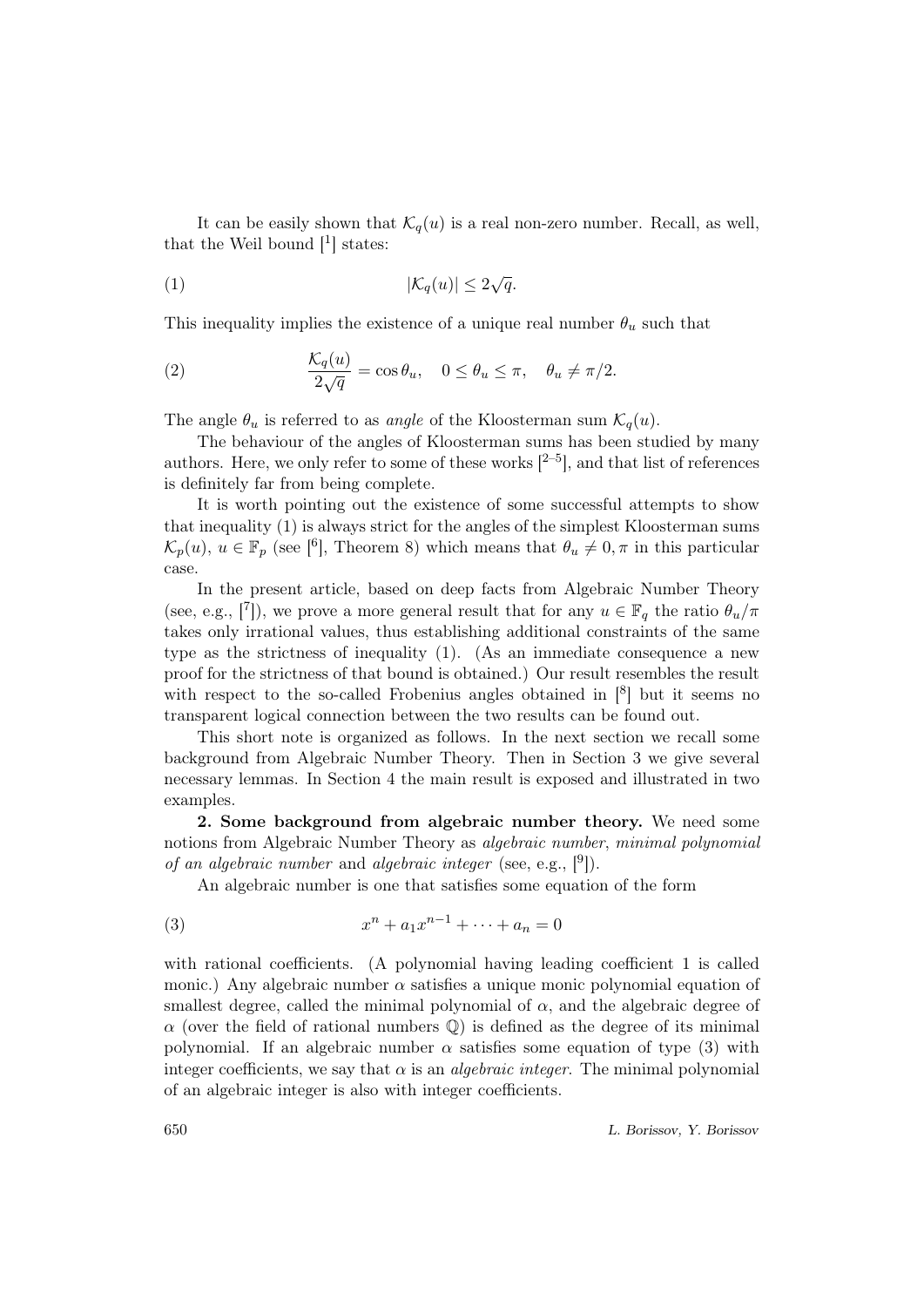It can be easily shown that $\mathcal{K}_q(u)$ is a real non-zero number. Recall, as well, that the Weil bound [1] states:

$$|\mathcal{K}_q(u)| \leq 2\sqrt{q}. \tag{1}$$

This inequality implies the existence of a unique real number $\theta_u$ such that

$$\frac{\mathcal{K}_q(u)}{2\sqrt{q}} = \cos\theta_u, \quad 0 \leq \theta_u \leq \pi, \quad \theta_u \neq \pi/2. \tag{2}$$

The angle $\theta_u$ is referred to as *angle* of the Kloosterman sum $\mathcal{K}_q(u)$.

The behaviour of the angles of Kloosterman sums has been studied by many authors. Here, we only refer to some of these works [2–5], and that list of references is definitely far from being complete.

It is worth pointing out the existence of some successful attempts to show that inequality (1) is always strict for the angles of the simplest Kloosterman sums $\mathcal{K}_p(u)$, $u \in \mathbb{F}_p$ (see [6], Theorem 8) which means that $\theta_u \neq 0, \pi$ in this particular case.

In the present article, based on deep facts from Algebraic Number Theory (see, e.g., [7]), we prove a more general result that for any $u \in \mathbb{F}_q$ the ratio $\theta_u/\pi$ takes only irrational values, thus establishing additional constraints of the same type as the strictness of inequality (1). (As an immediate consequence a new proof for the strictness of that bound is obtained.) Our result resembles the result with respect to the so-called Frobenius angles obtained in [8] but it seems no transparent logical connection between the two results can be found out.

This short note is organized as follows. In the next section we recall some background from Algebraic Number Theory. Then in Section 3 we give several necessary lemmas. In Section 4 the main result is exposed and illustrated in two examples.

**2. Some background from algebraic number theory.** We need some notions from Algebraic Number Theory as *algebraic number*, *minimal polynomial of an algebraic number* and *algebraic integer* (see, e.g., [9]).

An algebraic number is one that satisfies some equation of the form

$$x^n + a_1 x^{n-1} + \cdots + a_n = 0 \tag{3}$$

with rational coefficients. (A polynomial having leading coefficient 1 is called monic.) Any algebraic number $\alpha$ satisfies a unique monic polynomial equation of smallest degree, called the minimal polynomial of $\alpha$, and the algebraic degree of $\alpha$ (over the field of rational numbers $\mathbb{Q}$) is defined as the degree of its minimal polynomial. If an algebraic number $\alpha$ satisfies some equation of type (3) with integer coefficients, we say that $\alpha$ is an *algebraic integer*. The minimal polynomial of an algebraic integer is also with integer coefficients.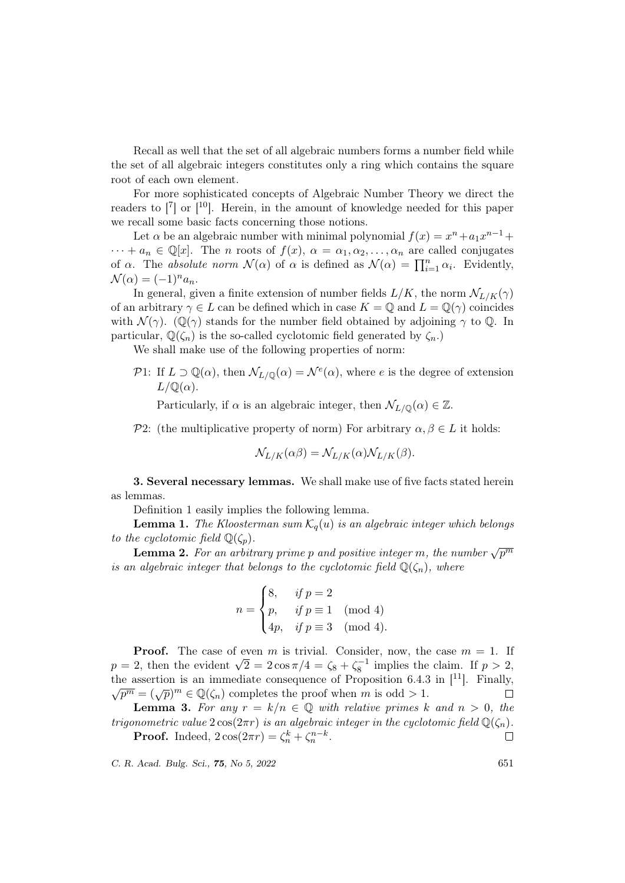Recall as well that the set of all algebraic numbers forms a number field while the set of all algebraic integers constitutes only a ring which contains the square root of each own element.

For more sophisticated concepts of Algebraic Number Theory we direct the readers to [7] or [10]. Herein, in the amount of knowledge needed for this paper we recall some basic facts concerning those notions.

Let $\alpha$ be an algebraic number with minimal polynomial $f(x) = x^n + a_1x^{n-1} + \cdots + a_n \in \mathbb{Q}[x]$. The $n$ roots of $f(x)$, $\alpha = \alpha_1, \alpha_2, \ldots, \alpha_n$ are called conjugates of $\alpha$. The *absolute norm* $\mathcal{N}(\alpha)$ of $\alpha$ is defined as $\mathcal{N}(\alpha) = \prod_{i=1}^n \alpha_i$. Evidently, $\mathcal{N}(\alpha) = (-1)^n a_n$.

In general, given a finite extension of number fields $L/K$, the norm $\mathcal{N}_{L/K}(\gamma)$ of an arbitrary $\gamma \in L$ can be defined which in case $K = \mathbb{Q}$ and $L = \mathbb{Q}(\gamma)$ coincides with $\mathcal{N}(\gamma)$. ($\mathbb{Q}(\gamma)$ stands for the number field obtained by adjoining $\gamma$ to $\mathbb{Q}$. In particular, $\mathbb{Q}(\zeta_n)$ is the so-called cyclotomic field generated by $\zeta_n$.)

We shall make use of the following properties of norm:

$\mathcal{P}1$: If $L \supset \mathbb{Q}(\alpha)$, then $\mathcal{N}_{L/\mathbb{Q}}(\alpha) = \mathcal{N}^e(\alpha)$, where $e$ is the degree of extension $L/\mathbb{Q}(\alpha)$.

Particularly, if $\alpha$ is an algebraic integer, then $\mathcal{N}_{L/\mathbb{Q}}(\alpha) \in \mathbb{Z}$.

$\mathcal{P}2$: (the multiplicative property of norm) For arbitrary $\alpha, \beta \in L$ it holds:

$$\mathcal{N}_{L/K}(\alpha\beta) = \mathcal{N}_{L/K}(\alpha)\mathcal{N}_{L/K}(\beta).$$

**3. Several necessary lemmas.** We shall make use of five facts stated herein as lemmas.

Definition 1 easily implies the following lemma.

**Lemma 1.** *The Kloosterman sum $\mathcal{K}_q(u)$ is an algebraic integer which belongs to the cyclotomic field $\mathbb{Q}(\zeta_p)$.*

**Lemma 2.** *For an arbitrary prime $p$ and positive integer $m$, the number $\sqrt{p^m}$ is an algebraic integer that belongs to the cyclotomic field $\mathbb{Q}(\zeta_n)$, where*

$$n = \begin{cases} 8, & \text{if } p = 2 \\ p, & \text{if } p \equiv 1 \pmod 4 \\ 4p, & \text{if } p \equiv 3 \pmod 4. \end{cases}$$

**Proof.** The case of even $m$ is trivial. Consider, now, the case $m = 1$. If $p = 2$, then the evident $\sqrt{2} = 2\cos\pi/4 = \zeta_8 + \zeta_8^{-1}$ implies the claim. If $p > 2$, the assertion is an immediate consequence of Proposition 6.4.3 in [11]. Finally, $\sqrt{p^m} = (\sqrt{p})^m \in \mathbb{Q}(\zeta_n)$ completes the proof when $m$ is odd $> 1$. $\square$

**Lemma 3.** *For any $r = k/n \in \mathbb{Q}$ with relative primes $k$ and $n > 0$, the trigonometric value $2\cos(2\pi r)$ is an algebraic integer in the cyclotomic field $\mathbb{Q}(\zeta_n)$.*

**Proof.** Indeed, $2\cos(2\pi r) = \zeta_n^k + \zeta_n^{n-k}$. $\square$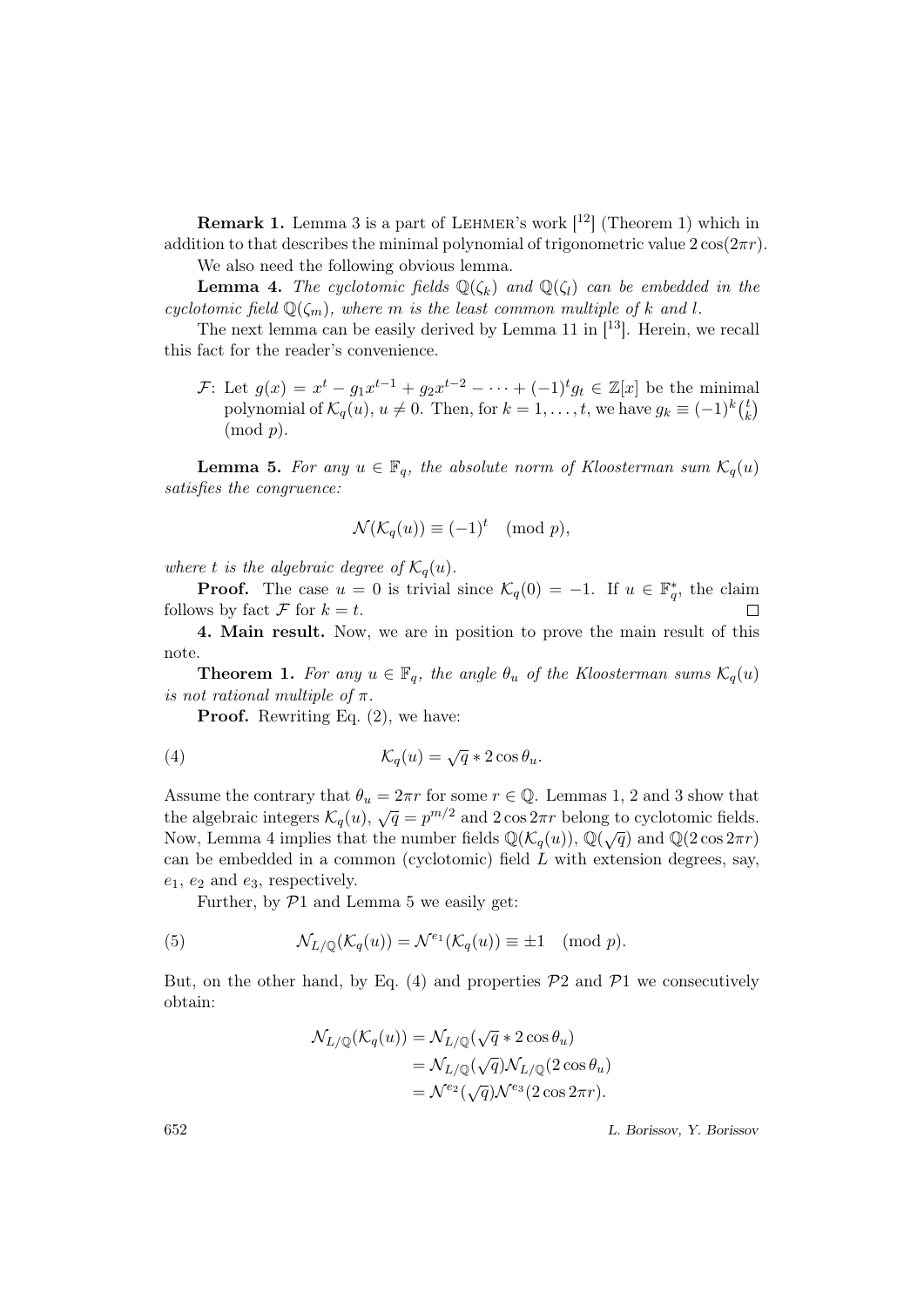**Remark 1.** Lemma 3 is a part of Lehmer's work [12] (Theorem 1) which in addition to that describes the minimal polynomial of trigonometric value $2\cos(2\pi r)$.

We also need the following obvious lemma.

**Lemma 4.** *The cyclotomic fields $\mathbb{Q}(\zeta_k)$ and $\mathbb{Q}(\zeta_l)$ can be embedded in the cyclotomic field $\mathbb{Q}(\zeta_m)$, where $m$ is the least common multiple of $k$ and $l$.*

The next lemma can be easily derived by Lemma 11 in [13]. Herein, we recall this fact for the reader's convenience.

$\mathcal{F}$: Let $g(x) = x^t - g_1x^{t-1} + g_2x^{t-2} - \cdots + (-1)^t g_t \in \mathbb{Z}[x]$ be the minimal polynomial of $\mathcal{K}_q(u)$, $u \neq 0$. Then, for $k = 1, \ldots, t$, we have $g_k \equiv (-1)^k \binom{t}{k}$ $\pmod{p}$.

**Lemma 5.** *For any $u \in \mathbb{F}_q$, the absolute norm of Kloosterman sum $\mathcal{K}_q(u)$ satisfies the congruence:*

$$\mathcal{N}(\mathcal{K}_q(u)) \equiv (-1)^t \pmod{p},$$

*where $t$ is the algebraic degree of $\mathcal{K}_q(u)$.*

**Proof.** The case $u = 0$ is trivial since $\mathcal{K}_q(0) = -1$. If $u \in \mathbb{F}_q^*$, the claim follows by fact $\mathcal{F}$ for $k = t$. □

**4. Main result.** Now, we are in position to prove the main result of this note.

**Theorem 1.** *For any $u \in \mathbb{F}_q$, the angle $\theta_u$ of the Kloosterman sums $\mathcal{K}_q(u)$ is not rational multiple of $\pi$.*

**Proof.** Rewriting Eq. (2), we have:

$$\mathcal{K}_q(u) = \sqrt{q} * 2\cos\theta_u. \tag{4}$$

Assume the contrary that $\theta_u = 2\pi r$ for some $r \in \mathbb{Q}$. Lemmas 1, 2 and 3 show that the algebraic integers $\mathcal{K}_q(u)$, $\sqrt{q} = p^{m/2}$ and $2\cos 2\pi r$ belong to cyclotomic fields. Now, Lemma 4 implies that the number fields $\mathbb{Q}(\mathcal{K}_q(u))$, $\mathbb{Q}(\sqrt{q})$ and $\mathbb{Q}(2\cos 2\pi r)$ can be embedded in a common (cyclotomic) field $L$ with extension degrees, say, $e_1$, $e_2$ and $e_3$, respectively.

Further, by $\mathcal{P}1$ and Lemma 5 we easily get:

$$\mathcal{N}_{L/\mathbb{Q}}(\mathcal{K}_q(u)) = \mathcal{N}^{e_1}(\mathcal{K}_q(u)) \equiv \pm 1 \pmod{p}. \tag{5}$$

But, on the other hand, by Eq. (4) and properties $\mathcal{P}2$ and $\mathcal{P}1$ we consecutively obtain:

$$\begin{aligned}
\mathcal{N}_{L/\mathbb{Q}}(\mathcal{K}_q(u)) &= \mathcal{N}_{L/\mathbb{Q}}(\sqrt{q} * 2\cos\theta_u) \\
&= \mathcal{N}_{L/\mathbb{Q}}(\sqrt{q})\mathcal{N}_{L/\mathbb{Q}}(2\cos\theta_u) \\
&= \mathcal{N}^{e_2}(\sqrt{q})\mathcal{N}^{e_3}(2\cos 2\pi r).
\end{aligned}$$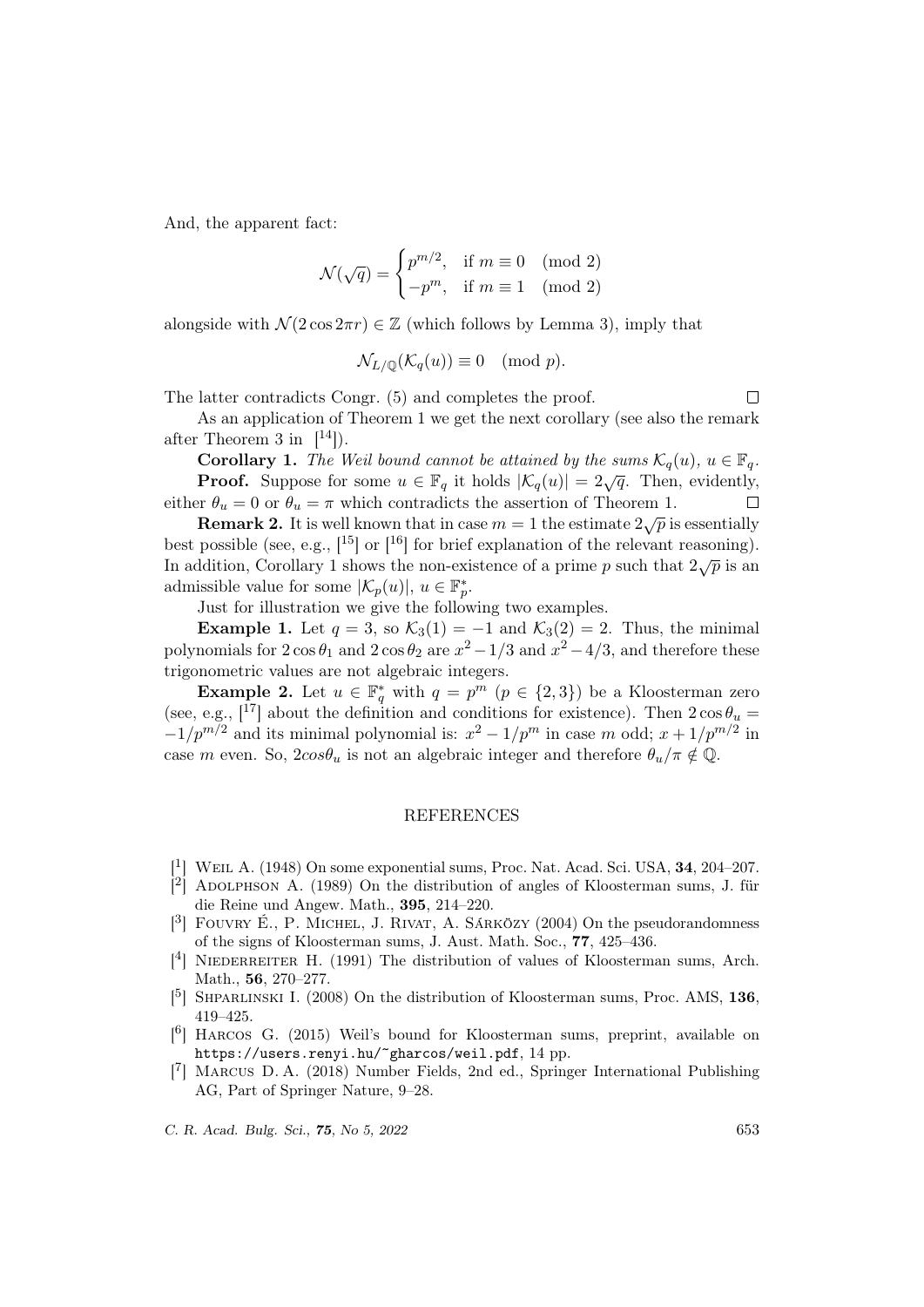And, the apparent fact:

$$\mathcal{N}(\sqrt{q}) = \begin{cases} p^{m/2}, & \text{if } m \equiv 0 \pmod 2 \\ -p^m, & \text{if } m \equiv 1 \pmod 2 \end{cases}$$

alongside with $\mathcal{N}(2\cos 2\pi r) \in \mathbb{Z}$ (which follows by Lemma 3), imply that

$$\mathcal{N}_{L/\mathbb{Q}}(\mathcal{K}_q(u)) \equiv 0 \pmod p.$$

The latter contradicts Congr. (5) and completes the proof. □

As an application of Theorem 1 we get the next corollary (see also the remark after Theorem 3 in [14]).

**Corollary 1.** *The Weil bound cannot be attained by the sums $\mathcal{K}_q(u)$, $u \in \mathbb{F}_q$.*

**Proof.** Suppose for some $u \in \mathbb{F}_q$ it holds $|\mathcal{K}_q(u)| = 2\sqrt{q}$. Then, evidently, either $\theta_u = 0$ or $\theta_u = \pi$ which contradicts the assertion of Theorem 1. □

**Remark 2.** It is well known that in case $m = 1$ the estimate $2\sqrt{p}$ is essentially best possible (see, e.g., [15] or [16] for brief explanation of the relevant reasoning). In addition, Corollary 1 shows the non-existence of a prime $p$ such that $2\sqrt{p}$ is an admissible value for some $|\mathcal{K}_p(u)|$, $u \in \mathbb{F}_p^*$.

Just for illustration we give the following two examples.

**Example 1.** Let $q = 3$, so $\mathcal{K}_3(1) = -1$ and $\mathcal{K}_3(2) = 2$. Thus, the minimal polynomials for $2\cos\theta_1$ and $2\cos\theta_2$ are $x^2 - 1/3$ and $x^2 - 4/3$, and therefore these trigonometric values are not algebraic integers.

**Example 2.** Let $u \in \mathbb{F}_q^*$ with $q = p^m$ ($p \in \{2, 3\}$) be a Kloosterman zero (see, e.g., [17] about the definition and conditions for existence). Then $2\cos\theta_u = -1/p^{m/2}$ and its minimal polynomial is: $x^2 - 1/p^m$ in case $m$ odd; $x + 1/p^{m/2}$ in case $m$ even. So, $2cos\theta_u$ is not an algebraic integer and therefore $\theta_u/\pi \notin \mathbb{Q}$.

## REFERENCES

[1] Weil A. (1948) On some exponential sums, Proc. Nat. Acad. Sci. USA, **34**, 204–207.

[2] Adolphson A. (1989) On the distribution of angles of Kloosterman sums, J. für die Reine und Angew. Math., **395**, 214–220.

[3] Fouvry É., P. Michel, J. Rivat, A. Sárközy (2004) On the pseudorandomness of the signs of Kloosterman sums, J. Aust. Math. Soc., **77**, 425–436.

[4] Niederreiter H. (1991) The distribution of values of Kloosterman sums, Arch. Math., **56**, 270–277.

[5] Shparlinski I. (2008) On the distribution of Kloosterman sums, Proc. AMS, **136**, 419–425.

[6] Harcos G. (2015) Weil's bound for Kloosterman sums, preprint, available on https://users.renyi.hu/~gharcos/weil.pdf, 14 pp.

[7] Marcus D. A. (2018) Number Fields, 2nd ed., Springer International Publishing AG, Part of Springer Nature, 9–28.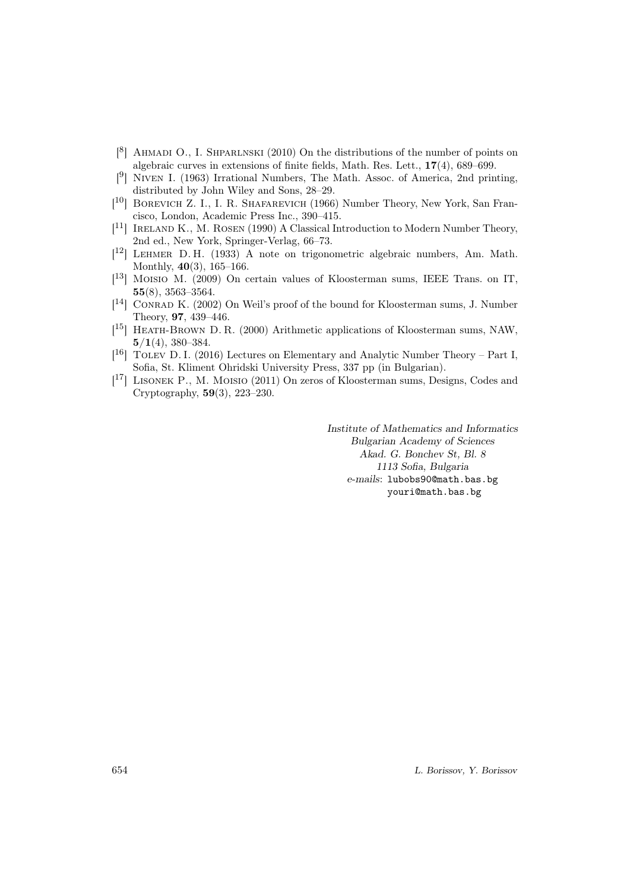[8] Ahmadi O., I. Shparlnski (2010) On the distributions of the number of points on algebraic curves in extensions of finite fields, Math. Res. Lett., **17**(4), 689–699.

[9] Niven I. (1963) Irrational Numbers, The Math. Assoc. of America, 2nd printing, distributed by John Wiley and Sons, 28–29.

[10] Borevich Z. I., I. R. Shafarevich (1966) Number Theory, New York, San Francisco, London, Academic Press Inc., 390–415.

[11] Ireland K., M. Rosen (1990) A Classical Introduction to Modern Number Theory, 2nd ed., New York, Springer-Verlag, 66–73.

[12] Lehmer D. H. (1933) A note on trigonometric algebraic numbers, Am. Math. Monthly, **40**(3), 165–166.

[13] Moisio M. (2009) On certain values of Kloosterman sums, IEEE Trans. on IT, **55**(8), 3563–3564.

[14] Conrad K. (2002) On Weil's proof of the bound for Kloosterman sums, J. Number Theory, **97**, 439–446.

[15] Heath-Brown D. R. (2000) Arithmetic applications of Kloosterman sums, NAW, **5**/**1**(4), 380–384.

[16] Tolev D. I. (2016) Lectures on Elementary and Analytic Number Theory – Part I, Sofia, St. Kliment Ohridski University Press, 337 pp (in Bulgarian).

[17] Lisonek P., M. Moisio (2011) On zeros of Kloosterman sums, Designs, Codes and Cryptography, **59**(3), 223–230.

*Institute of Mathematics and Informatics*
*Bulgarian Academy of Sciences*
*Akad. G. Bonchev St, Bl. 8*
*1113 Sofia, Bulgaria*
*e-mails*: lubobs90@math.bas.bg
youri@math.bas.bg